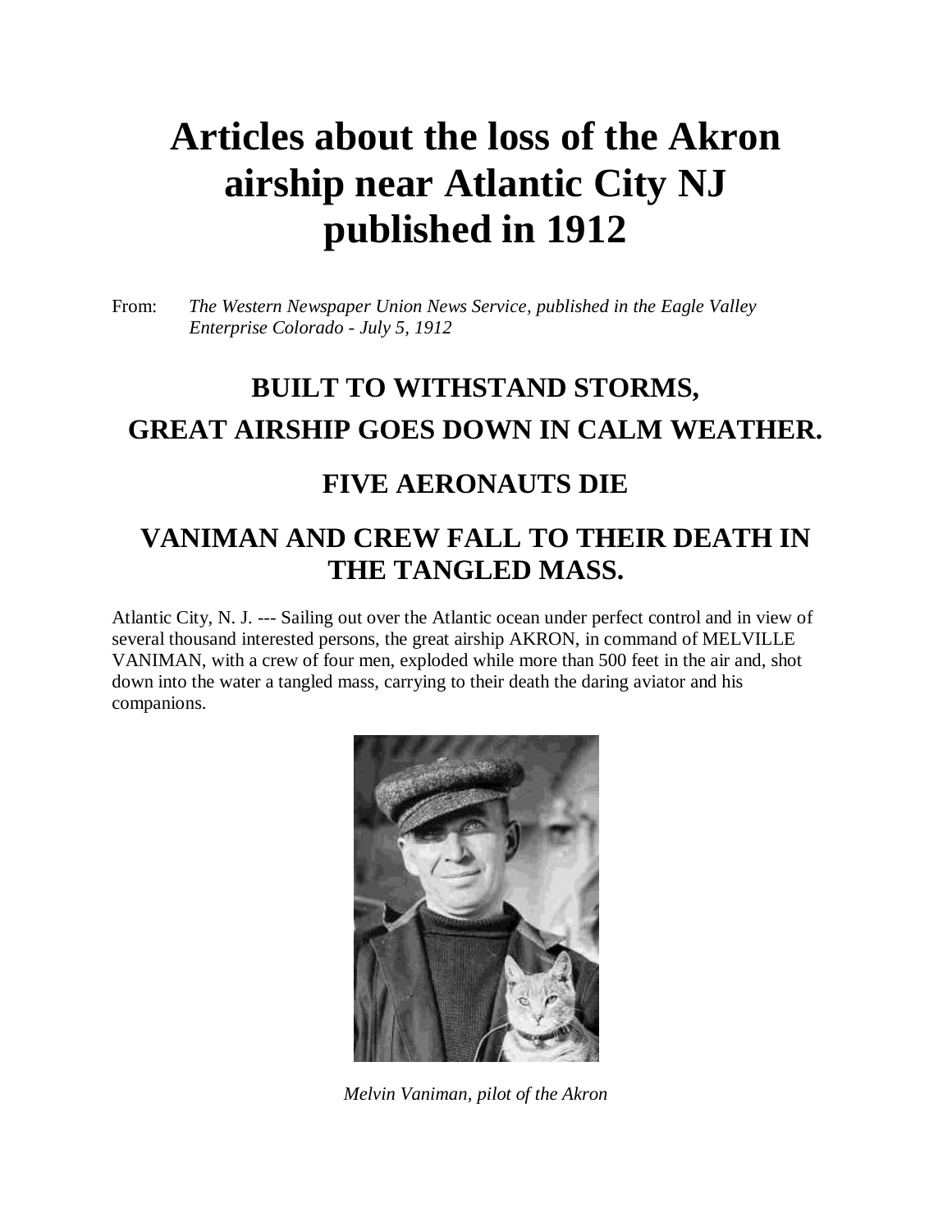# Articles about the loss of the Akron airship near Atlantic City NJ published in 1912

From: *The Western Newspaper Union News Service, published in the Eagle Valley Enterprise Colorado - July 5, 1912*

## BUILT TO WITHSTAND STORMS, GREAT AIRSHIP GOES DOWN IN CALM WEATHER.

## FIVE AERONAUTS DIE

## VANIMAN AND CREW FALL TO THEIR DEATH IN THE TANGLED MASS.

Atlantic City, N. J. --- Sailing out over the Atlantic ocean under perfect control and in view of several thousand interested persons, the great airship AKRON, in command of MELVILLE VANIMAN, with a crew of four men, exploded while more than 500 feet in the air and, shot down into the water a tangled mass, carrying to their death the daring aviator and his companions.

*Melvin Vaniman, pilot of the Akron*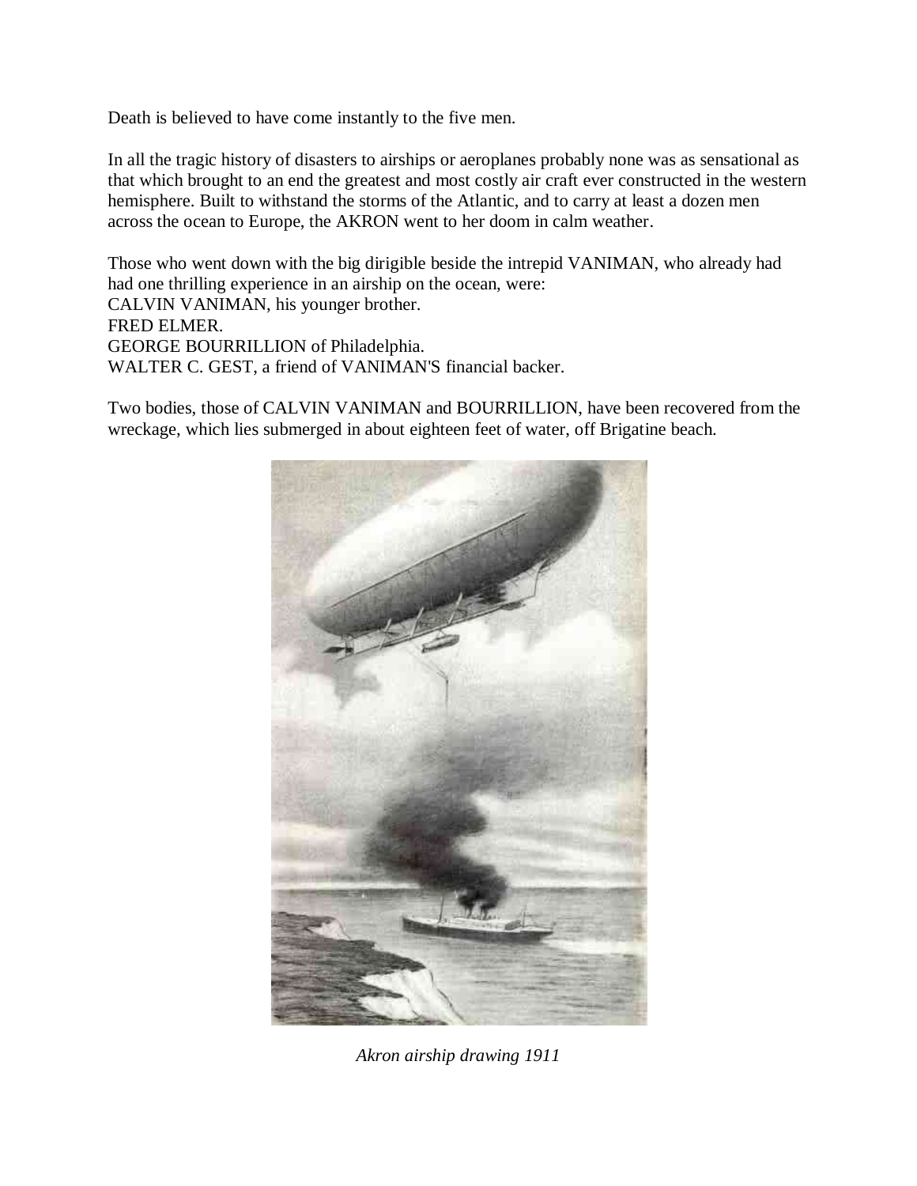Death is believed to have come instantly to the five men.

In all the tragic history of disasters to airships or aeroplanes probably none was as sensational as that which brought to an end the greatest and most costly air craft ever constructed in the western hemisphere. Built to withstand the storms of the Atlantic, and to carry at least a dozen men across the ocean to Europe, the AKRON went to her doom in calm weather.

Those who went down with the big dirigible beside the intrepid VANIMAN, who already had had one thrilling experience in an airship on the ocean, were:
CALVIN VANIMAN, his younger brother.
FRED ELMER.
GEORGE BOURRILLION of Philadelphia.
WALTER C. GEST, a friend of VANIMAN'S financial backer.

Two bodies, those of CALVIN VANIMAN and BOURRILLION, have been recovered from the wreckage, which lies submerged in about eighteen feet of water, off Brigatine beach.

*Akron airship drawing 1911*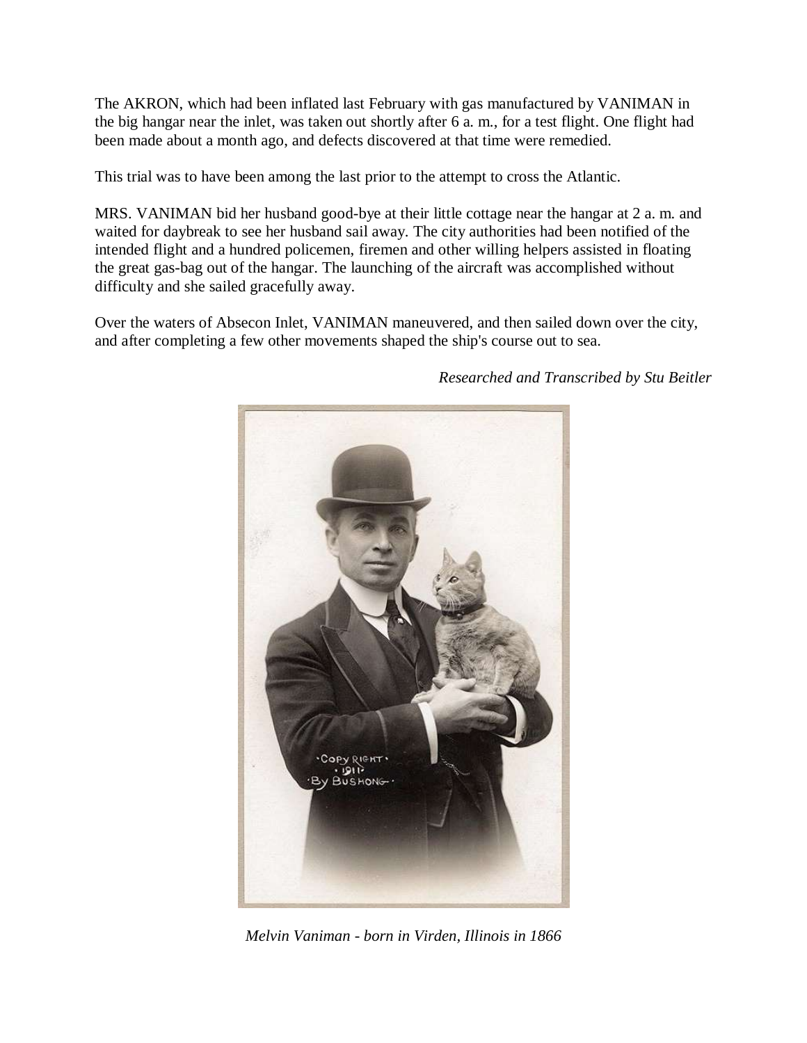The AKRON, which had been inflated last February with gas manufactured by VANIMAN in the big hangar near the inlet, was taken out shortly after 6 a. m., for a test flight. One flight had been made about a month ago, and defects discovered at that time were remedied.

This trial was to have been among the last prior to the attempt to cross the Atlantic.

MRS. VANIMAN bid her husband good-bye at their little cottage near the hangar at 2 a. m. and waited for daybreak to see her husband sail away. The city authorities had been notified of the intended flight and a hundred policemen, firemen and other willing helpers assisted in floating the great gas-bag out of the hangar. The launching of the aircraft was accomplished without difficulty and she sailed gracefully away.

Over the waters of Absecon Inlet, VANIMAN maneuvered, and then sailed down over the city, and after completing a few other movements shaped the ship's course out to sea.

*Researched and Transcribed by Stu Beitler*

*Melvin Vaniman - born in Virden, Illinois in 1866*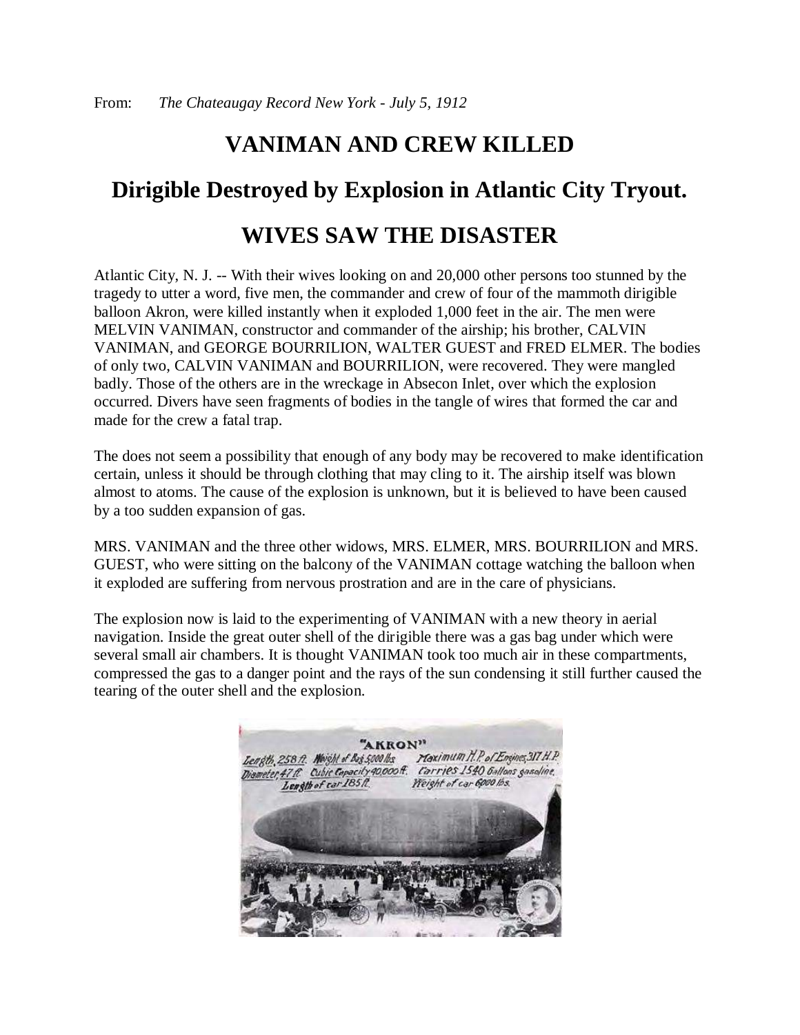From: *The Chateaugay Record New York - July 5, 1912*

# VANIMAN AND CREW KILLED

## Dirigible Destroyed by Explosion in Atlantic City Tryout.

## WIVES SAW THE DISASTER

Atlantic City, N. J. -- With their wives looking on and 20,000 other persons too stunned by the tragedy to utter a word, five men, the commander and crew of four of the mammoth dirigible balloon Akron, were killed instantly when it exploded 1,000 feet in the air. The men were MELVIN VANIMAN, constructor and commander of the airship; his brother, CALVIN VANIMAN, and GEORGE BOURRILION, WALTER GUEST and FRED ELMER. The bodies of only two, CALVIN VANIMAN and BOURRILION, were recovered. They were mangled badly. Those of the others are in the wreckage in Absecon Inlet, over which the explosion occurred. Divers have seen fragments of bodies in the tangle of wires that formed the car and made for the crew a fatal trap.

The does not seem a possibility that enough of any body may be recovered to make identification certain, unless it should be through clothing that may cling to it. The airship itself was blown almost to atoms. The cause of the explosion is unknown, but it is believed to have been caused by a too sudden expansion of gas.

MRS. VANIMAN and the three other widows, MRS. ELMER, MRS. BOURRILION and MRS. GUEST, who were sitting on the balcony of the VANIMAN cottage watching the balloon when it exploded are suffering from nervous prostration and are in the care of physicians.

The explosion now is laid to the experimenting of VANIMAN with a new theory in aerial navigation. Inside the great outer shell of the dirigible there was a gas bag under which were several small air chambers. It is thought VANIMAN took too much air in these compartments, compressed the gas to a danger point and the rays of the sun condensing it still further caused the tearing of the outer shell and the explosion.

"AKRON"
Length, 258 ft. Weight of Bag 5,000 lbs. Maximum H.P. of Engines 317 H.P.
Diameter, 47 ft. Cubic Capacity 40,000 ft. Carries 1540 Gallons gasoline.
Length of car 185 ft. Weight of car 6000 lbs.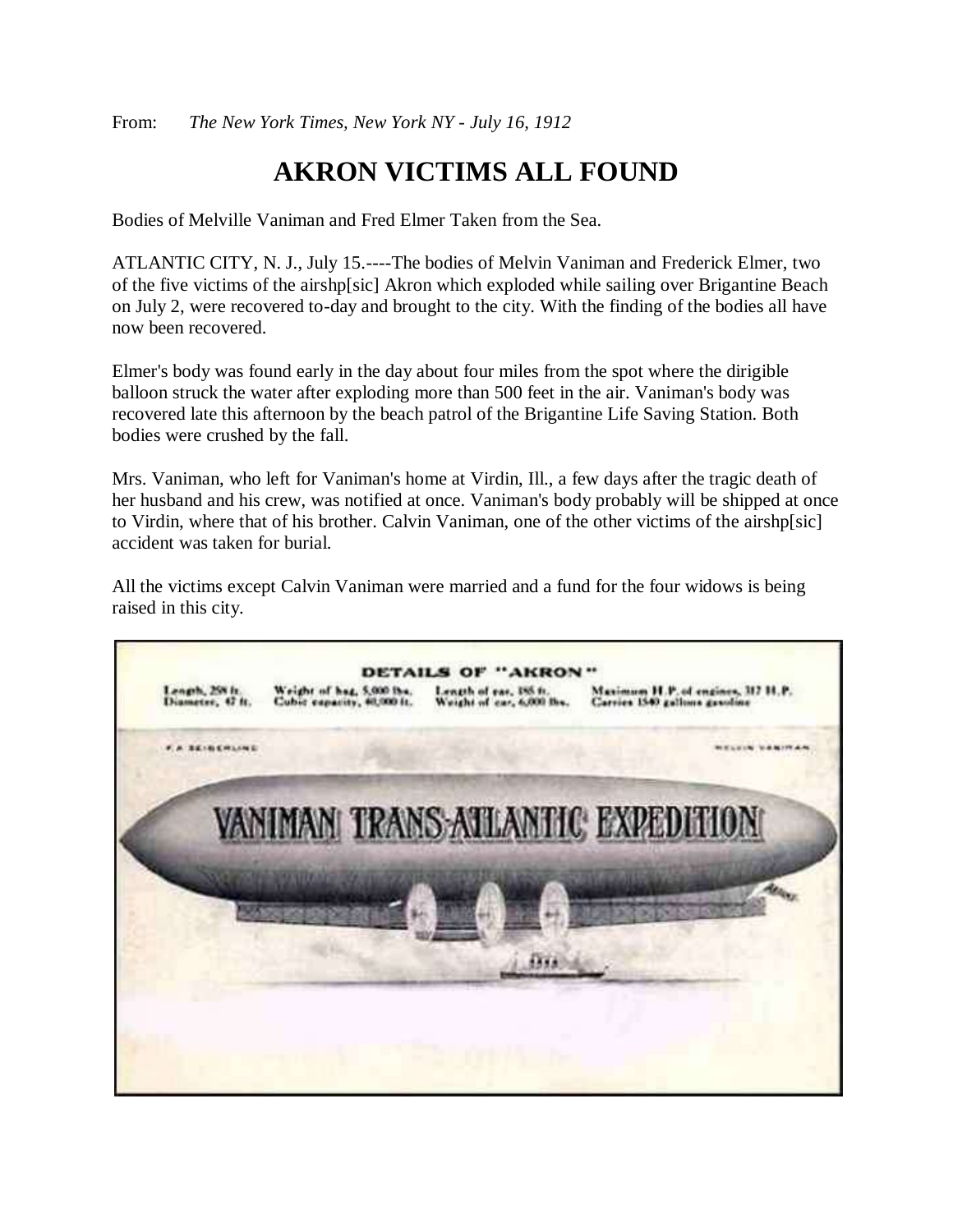From: *The New York Times, New York NY - July 16, 1912*

# AKRON VICTIMS ALL FOUND

Bodies of Melville Vaniman and Fred Elmer Taken from the Sea.

ATLANTIC CITY, N. J., July 15.----The bodies of Melvin Vaniman and Frederick Elmer, two of the five victims of the airshp[sic] Akron which exploded while sailing over Brigantine Beach on July 2, were recovered to-day and brought to the city. With the finding of the bodies all have now been recovered.

Elmer's body was found early in the day about four miles from the spot where the dirigible balloon struck the water after exploding more than 500 feet in the air. Vaniman's body was recovered late this afternoon by the beach patrol of the Brigantine Life Saving Station. Both bodies were crushed by the fall.

Mrs. Vaniman, who left for Vaniman's home at Virdin, Ill., a few days after the tragic death of her husband and his crew, was notified at once. Vaniman's body probably will be shipped at once to Virdin, where that of his brother. Calvin Vaniman, one of the other victims of the airshp[sic] accident was taken for burial.

All the victims except Calvin Vaniman were married and a fund for the four widows is being raised in this city.

DETAILS OF "AKRON"

Length, 258 ft. Diameter, 47 ft. Weight of bag, 5,000 lbs. Cubic capacity, 40,000 ft. Length of car, 185 ft. Weight of car, 6,000 lbs. Maximum H.P. of engines, 317 H.P. Carries 1540 gallons gasoline

F. A. SEIBERLING MELVIN VANIMAN

VANIMAN TRANS-ATLANTIC EXPEDITION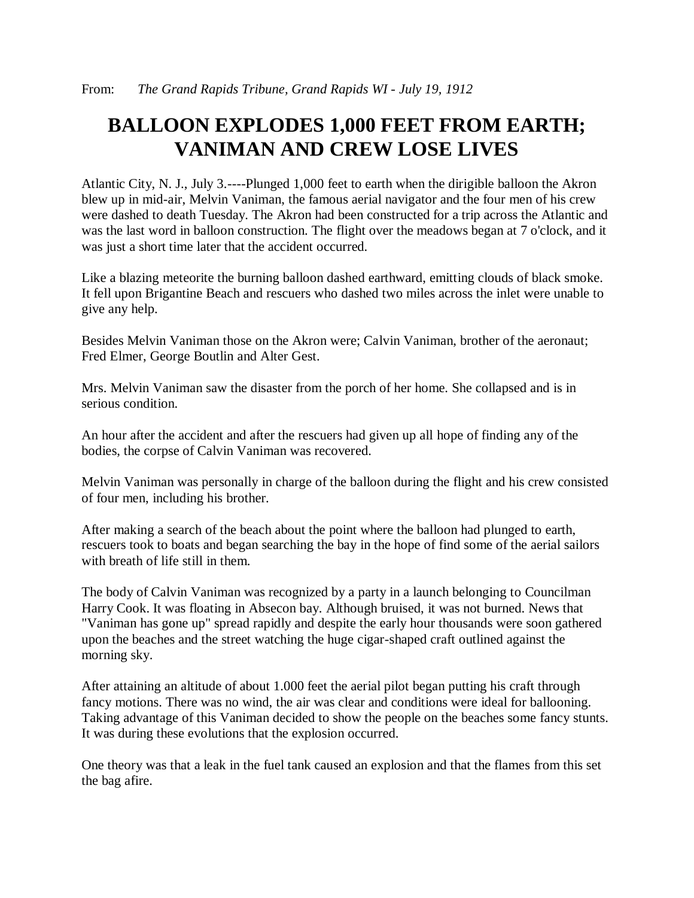From: *The Grand Rapids Tribune, Grand Rapids WI - July 19, 1912*

# BALLOON EXPLODES 1,000 FEET FROM EARTH; VANIMAN AND CREW LOSE LIVES

Atlantic City, N. J., July 3.----Plunged 1,000 feet to earth when the dirigible balloon the Akron blew up in mid-air, Melvin Vaniman, the famous aerial navigator and the four men of his crew were dashed to death Tuesday. The Akron had been constructed for a trip across the Atlantic and was the last word in balloon construction. The flight over the meadows began at 7 o'clock, and it was just a short time later that the accident occurred.

Like a blazing meteorite the burning balloon dashed earthward, emitting clouds of black smoke. It fell upon Brigantine Beach and rescuers who dashed two miles across the inlet were unable to give any help.

Besides Melvin Vaniman those on the Akron were; Calvin Vaniman, brother of the aeronaut; Fred Elmer, George Boutlin and Alter Gest.

Mrs. Melvin Vaniman saw the disaster from the porch of her home. She collapsed and is in serious condition.

An hour after the accident and after the rescuers had given up all hope of finding any of the bodies, the corpse of Calvin Vaniman was recovered.

Melvin Vaniman was personally in charge of the balloon during the flight and his crew consisted of four men, including his brother.

After making a search of the beach about the point where the balloon had plunged to earth, rescuers took to boats and began searching the bay in the hope of find some of the aerial sailors with breath of life still in them.

The body of Calvin Vaniman was recognized by a party in a launch belonging to Councilman Harry Cook. It was floating in Absecon bay. Although bruised, it was not burned. News that "Vaniman has gone up" spread rapidly and despite the early hour thousands were soon gathered upon the beaches and the street watching the huge cigar-shaped craft outlined against the morning sky.

After attaining an altitude of about 1.000 feet the aerial pilot began putting his craft through fancy motions. There was no wind, the air was clear and conditions were ideal for ballooning. Taking advantage of this Vaniman decided to show the people on the beaches some fancy stunts. It was during these evolutions that the explosion occurred.

One theory was that a leak in the fuel tank caused an explosion and that the flames from this set the bag afire.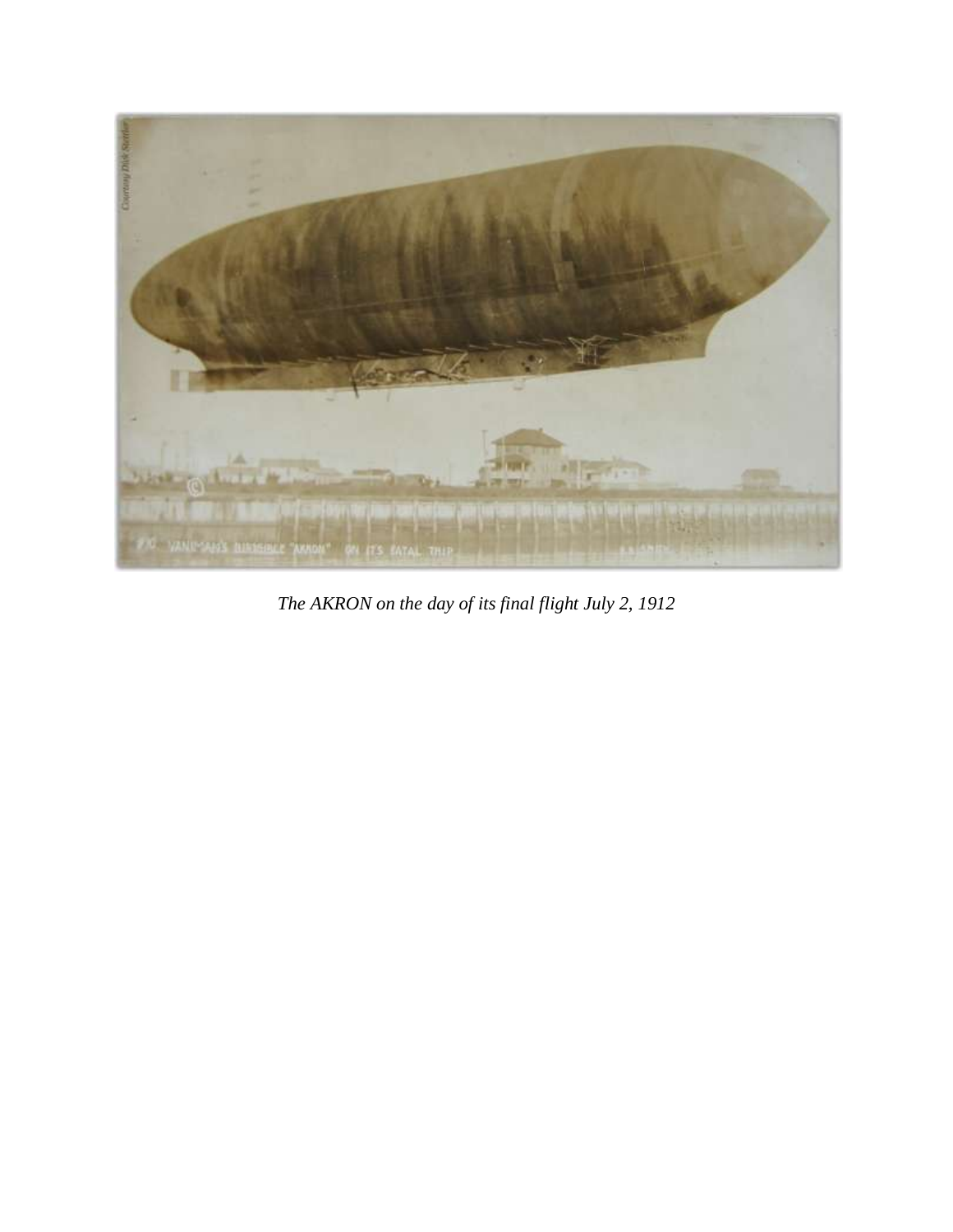*The AKRON on the day of its final flight July 2, 1912*